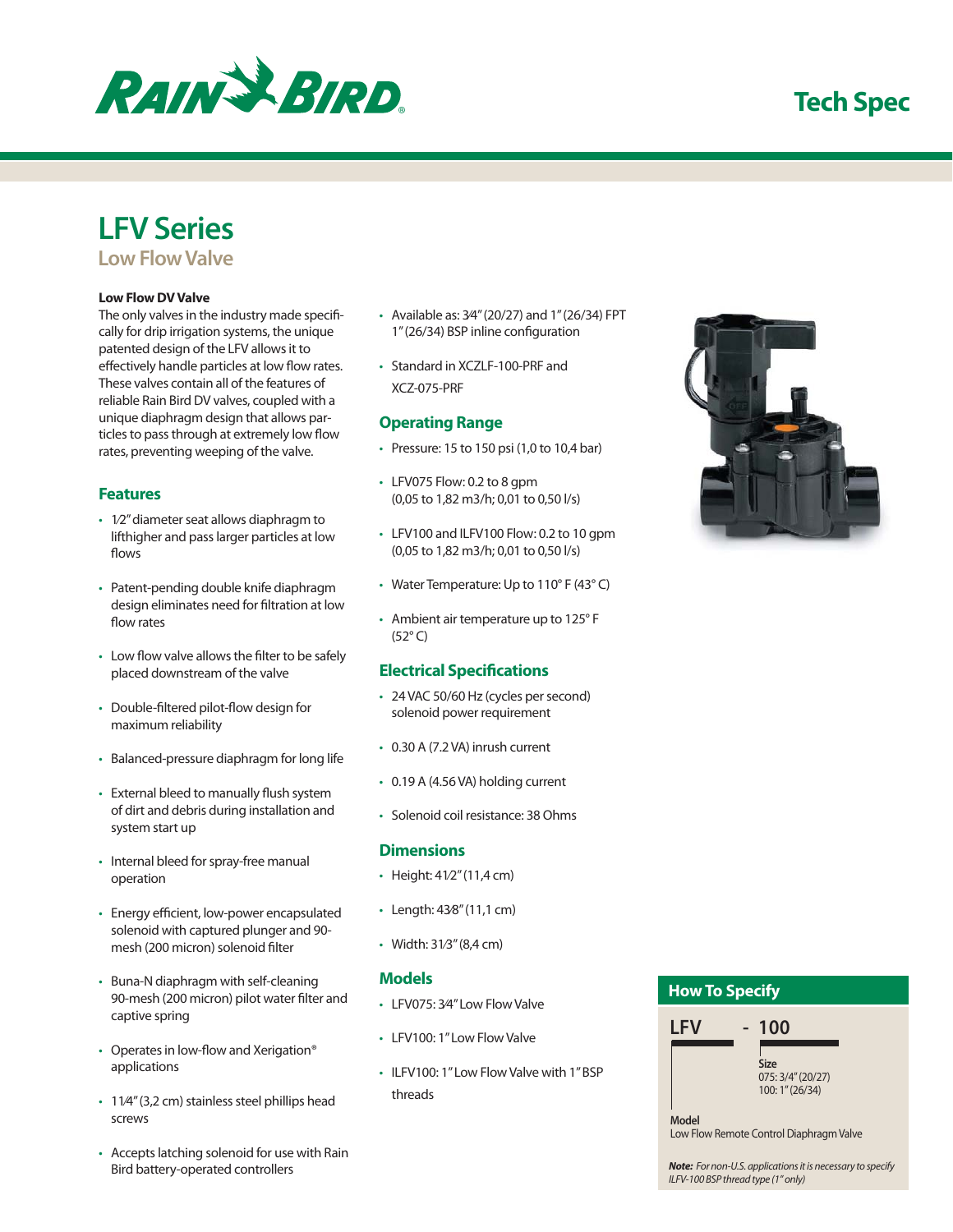Rain Bird

Tech Spec

# LFV Series

## Low Flow Valve

**Low Flow DV Valve**

The only valves in the industry made specifically for drip irrigation systems, the unique patented design of the LFV allows it to effectively handle particles at low flow rates. These valves contain all of the features of reliable Rain Bird DV valves, coupled with a unique diaphragm design that allows particles to pass through at extremely low flow rates, preventing weeping of the valve.

### Features

- 1⁄2" diameter seat allows diaphragm to lifthigher and pass larger particles at low flows
- Patent-pending double knife diaphragm design eliminates need for filtration at low flow rates
- Low flow valve allows the filter to be safely placed downstream of the valve
- Double-filtered pilot-flow design for maximum reliability
- Balanced-pressure diaphragm for long life
- External bleed to manually flush system of dirt and debris during installation and system start up
- Internal bleed for spray-free manual operation
- Energy efficient, low-power encapsulated solenoid with captured plunger and 90-mesh (200 micron) solenoid filter
- Buna-N diaphragm with self-cleaning 90-mesh (200 micron) pilot water filter and captive spring
- Operates in low-flow and Xerigation® applications
- 11⁄4" (3,2 cm) stainless steel phillips head screws
- Accepts latching solenoid for use with Rain Bird battery-operated controllers
- Available as: 3⁄4" (20/27) and 1" (26/34) FPT 1" (26/34) BSP inline configuration
- Standard in XCZLF-100-PRF and XCZ-075-PRF

### Operating Range

- Pressure: 15 to 150 psi (1,0 to 10,4 bar)
- LFV075 Flow: 0.2 to 8 gpm (0,05 to 1,82 m3/h; 0,01 to 0,50 l/s)
- LFV100 and ILFV100 Flow: 0.2 to 10 gpm (0,05 to 1,82 m3/h; 0,01 to 0,50 l/s)
- Water Temperature: Up to 110° F (43° C)
- Ambient air temperature up to 125° F (52° C)

### Electrical Specifications

- 24 VAC 50/60 Hz (cycles per second) solenoid power requirement
- 0.30 A (7.2 VA) inrush current
- 0.19 A (4.56 VA) holding current
- Solenoid coil resistance: 38 Ohms

### Dimensions

- Height: 41⁄2" (11,4 cm)
- Length: 43⁄8" (11,1 cm)
- Width: 31⁄3" (8,4 cm)

### Models

- LFV075: 3⁄4" Low Flow Valve
- LFV100: 1" Low Flow Valve
- ILFV100: 1" Low Flow Valve with 1" BSP threads

### How To Specify

**LFV - 100**

**Size**
075: 3/4" (20/27)
100: 1" (26/34)

**Model**
Low Flow Remote Control Diaphragm Valve

***Note:*** *For non-U.S. applications it is necessary to specify ILFV-100 BSP thread type (1" only)*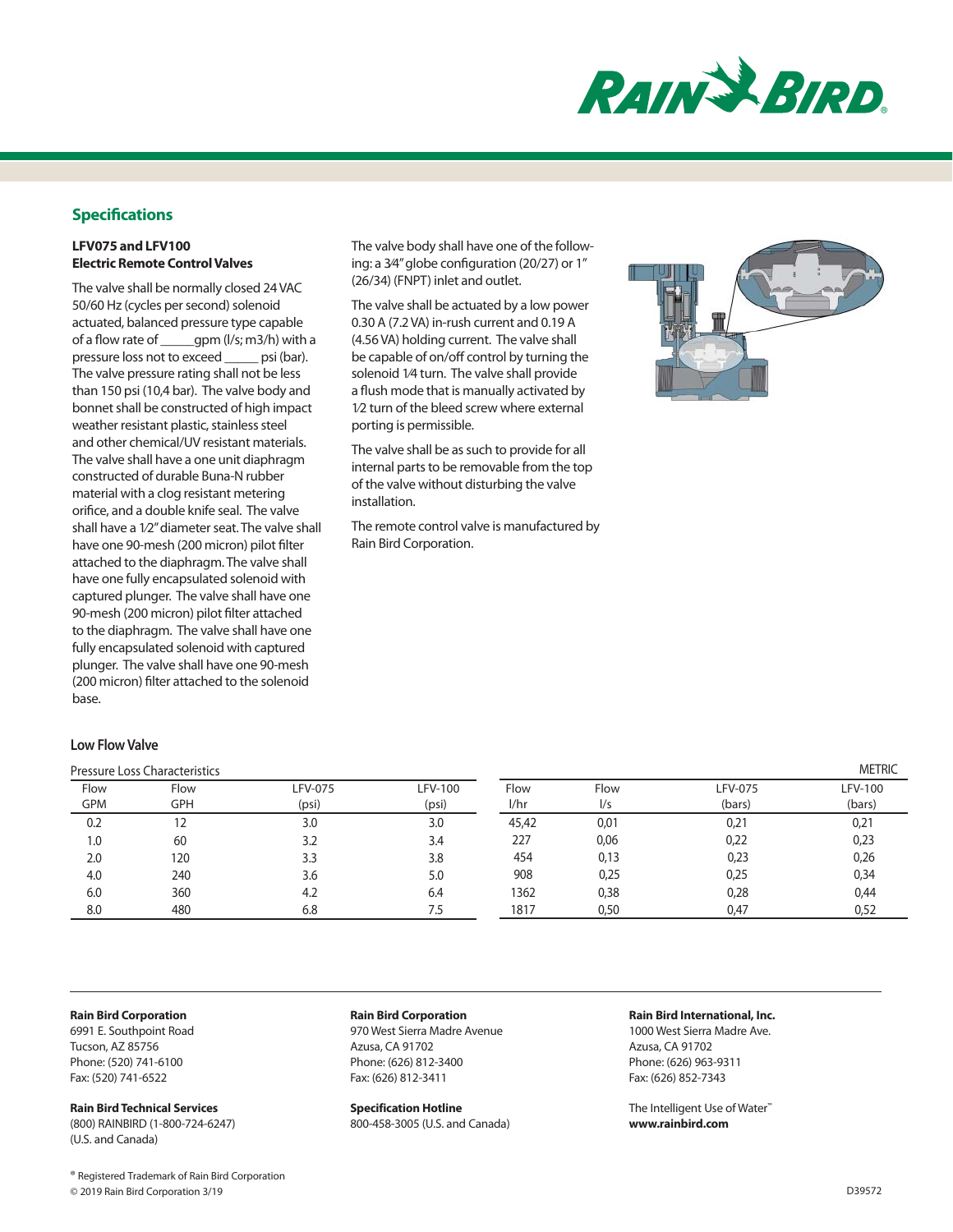## Specifications

**LFV075 and LFV100**
**Electric Remote Control Valves**

The valve shall be normally closed 24 VAC 50/60 Hz (cycles per second) solenoid actuated, balanced pressure type capable of a flow rate of _____gpm (l/s; m3/h) with a pressure loss not to exceed _____ psi (bar). The valve pressure rating shall not be less than 150 psi (10,4 bar). The valve body and bonnet shall be constructed of high impact weather resistant plastic, stainless steel and other chemical/UV resistant materials. The valve shall have a one unit diaphragm constructed of durable Buna-N rubber material with a clog resistant metering orifice, and a double knife seal. The valve shall have a 1⁄2" diameter seat. The valve shall have one 90-mesh (200 micron) pilot filter attached to the diaphragm. The valve shall have one fully encapsulated solenoid with captured plunger. The valve shall have one 90-mesh (200 micron) pilot filter attached to the diaphragm. The valve shall have one fully encapsulated solenoid with captured plunger. The valve shall have one 90-mesh (200 micron) filter attached to the solenoid base.

The valve body shall have one of the following: a 3⁄4" globe configuration (20/27) or 1" (26/34) (FNPT) inlet and outlet.

The valve shall be actuated by a low power 0.30 A (7.2 VA) in-rush current and 0.19 A (4.56 VA) holding current. The valve shall be capable of on/off control by turning the solenoid 1⁄4 turn. The valve shall provide a flush mode that is manually activated by 1⁄2 turn of the bleed screw where external porting is permissible.

The valve shall be as such to provide for all internal parts to be removable from the top of the valve without disturbing the valve installation.

The remote control valve is manufactured by Rain Bird Corporation.

### Low Flow Valve

Pressure Loss Characteristics

| Flow GPM | Flow GPH | LFV-075 (psi) | LFV-100 (psi) |
|---|---|---|---|
| 0.2 | 12 | 3.0 | 3.0 |
| 1.0 | 60 | 3.2 | 3.4 |
| 2.0 | 120 | 3.3 | 3.8 |
| 4.0 | 240 | 3.6 | 5.0 |
| 6.0 | 360 | 4.2 | 6.4 |
| 8.0 | 480 | 6.8 | 7.5 |

METRIC

| Flow l/hr | Flow l/s | LFV-075 (bars) | LFV-100 (bars) |
|---|---|---|---|
| 45,42 | 0,01 | 0,21 | 0,21 |
| 227 | 0,06 | 0,22 | 0,23 |
| 454 | 0,13 | 0,23 | 0,26 |
| 908 | 0,25 | 0,25 | 0,34 |
| 1362 | 0,38 | 0,28 | 0,44 |
| 1817 | 0,50 | 0,47 | 0,52 |

**Rain Bird Corporation**
6991 E. Southpoint Road
Tucson, AZ 85756
Phone: (520) 741-6100
Fax: (520) 741-6522

**Rain Bird Technical Services**
(800) RAINBIRD (1-800-724-6247)
(U.S. and Canada)

**Rain Bird Corporation**
970 West Sierra Madre Avenue
Azusa, CA 91702
Phone: (626) 812-3400
Fax: (626) 812-3411

**Specification Hotline**
800-458-3005 (U.S. and Canada)

**Rain Bird International, Inc.**
1000 West Sierra Madre Ave.
Azusa, CA 91702
Phone: (626) 963-9311
Fax: (626) 852-7343

The Intelligent Use of Water™
**www.rainbird.com**

® Registered Trademark of Rain Bird Corporation
© 2019 Rain Bird Corporation 3/19

D39572